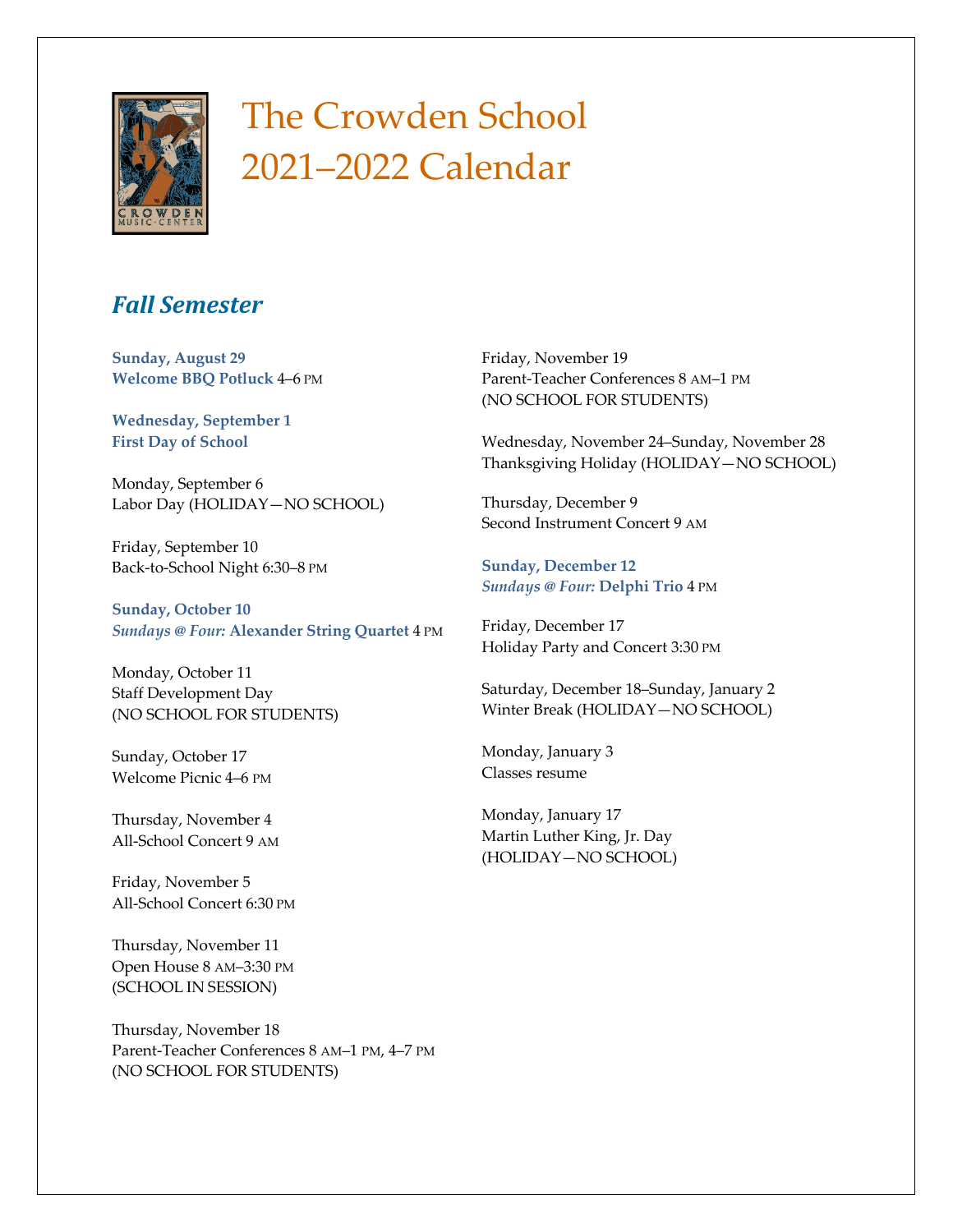# The Crowden School 2021–2022 Calendar

## *Fall Semester*

**Sunday, August 29**
**Welcome BBQ Potluck** 4–6 PM

**Wednesday, September 1**
**First Day of School**

Monday, September 6
Labor Day (HOLIDAY—NO SCHOOL)

Friday, September 10
Back-to-School Night 6:30–8 PM

**Sunday, October 10**
***Sundays @ Four:* Alexander String Quartet** 4 PM

Monday, October 11
Staff Development Day
(NO SCHOOL FOR STUDENTS)

Sunday, October 17
Welcome Picnic 4–6 PM

Thursday, November 4
All-School Concert 9 AM

Friday, November 5
All-School Concert 6:30 PM

Thursday, November 11
Open House 8 AM–3:30 PM
(SCHOOL IN SESSION)

Thursday, November 18
Parent-Teacher Conferences 8 AM–1 PM, 4–7 PM
(NO SCHOOL FOR STUDENTS)

Friday, November 19
Parent-Teacher Conferences 8 AM–1 PM
(NO SCHOOL FOR STUDENTS)

Wednesday, November 24–Sunday, November 28
Thanksgiving Holiday (HOLIDAY—NO SCHOOL)

Thursday, December 9
Second Instrument Concert 9 AM

**Sunday, December 12**
***Sundays @ Four:* Delphi Trio** 4 PM

Friday, December 17
Holiday Party and Concert 3:30 PM

Saturday, December 18–Sunday, January 2
Winter Break (HOLIDAY—NO SCHOOL)

Monday, January 3
Classes resume

Monday, January 17
Martin Luther King, Jr. Day
(HOLIDAY—NO SCHOOL)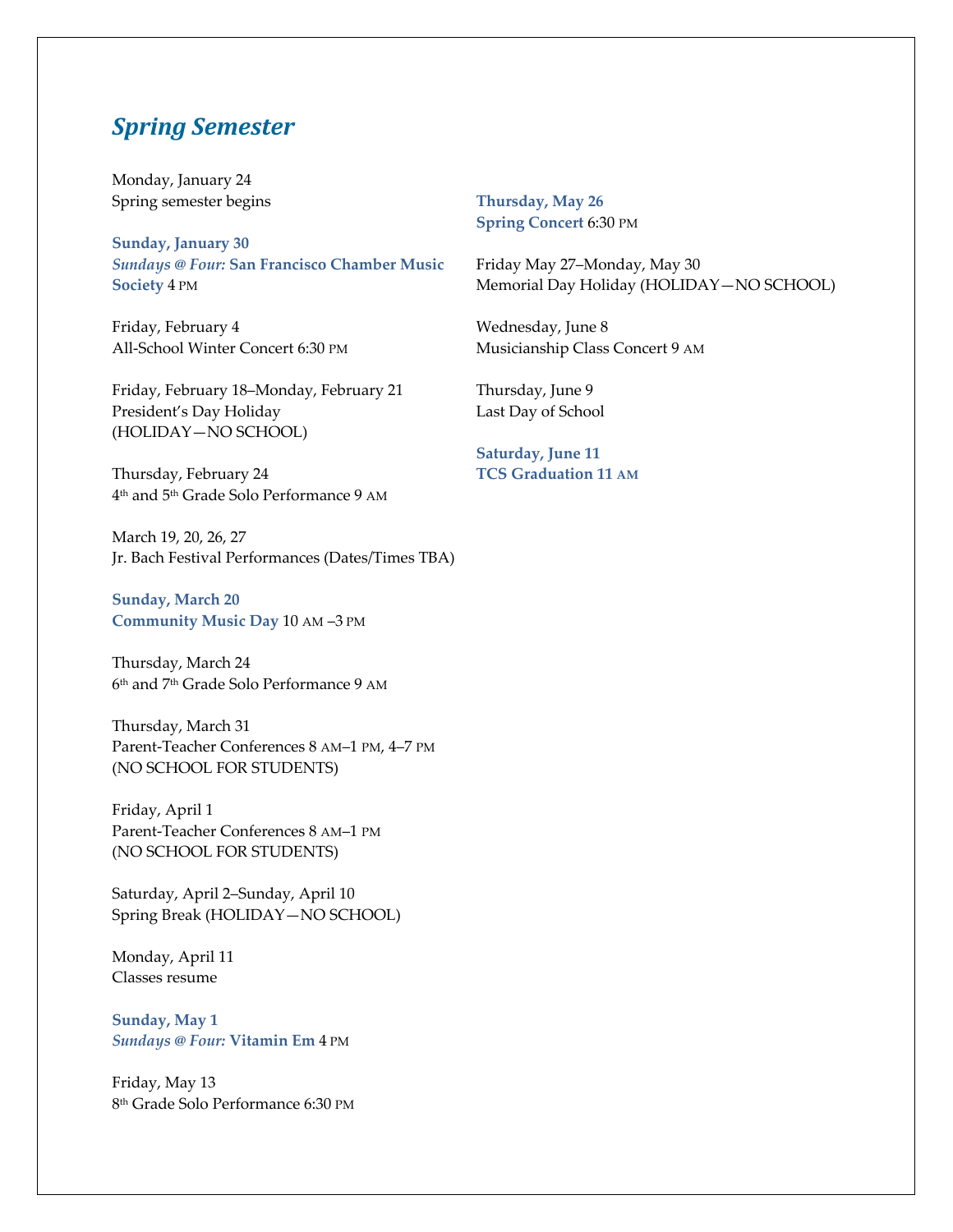## *Spring Semester*

Monday, January 24
Spring semester begins

**Sunday, January 30**
***Sundays @ Four:* San Francisco Chamber Music Society** 4 PM

Friday, February 4
All-School Winter Concert 6:30 PM

Friday, February 18–Monday, February 21
President's Day Holiday
(HOLIDAY—NO SCHOOL)

Thursday, February 24
4th and 5th Grade Solo Performance 9 AM

March 19, 20, 26, 27
Jr. Bach Festival Performances (Dates/Times TBA)

**Sunday, March 20**
**Community Music Day** 10 AM –3 PM

Thursday, March 24
6th and 7th Grade Solo Performance 9 AM

Thursday, March 31
Parent-Teacher Conferences 8 AM–1 PM, 4–7 PM
(NO SCHOOL FOR STUDENTS)

Friday, April 1
Parent-Teacher Conferences 8 AM–1 PM
(NO SCHOOL FOR STUDENTS)

Saturday, April 2–Sunday, April 10
Spring Break (HOLIDAY—NO SCHOOL)

Monday, April 11
Classes resume

**Sunday, May 1**
***Sundays @ Four:* Vitamin Em** 4 PM

Friday, May 13
8th Grade Solo Performance 6:30 PM

**Thursday, May 26**
**Spring Concert** 6:30 PM

Friday May 27–Monday, May 30
Memorial Day Holiday (HOLIDAY—NO SCHOOL)

Wednesday, June 8
Musicianship Class Concert 9 AM

Thursday, June 9
Last Day of School

**Saturday, June 11**
**TCS Graduation 11 AM**